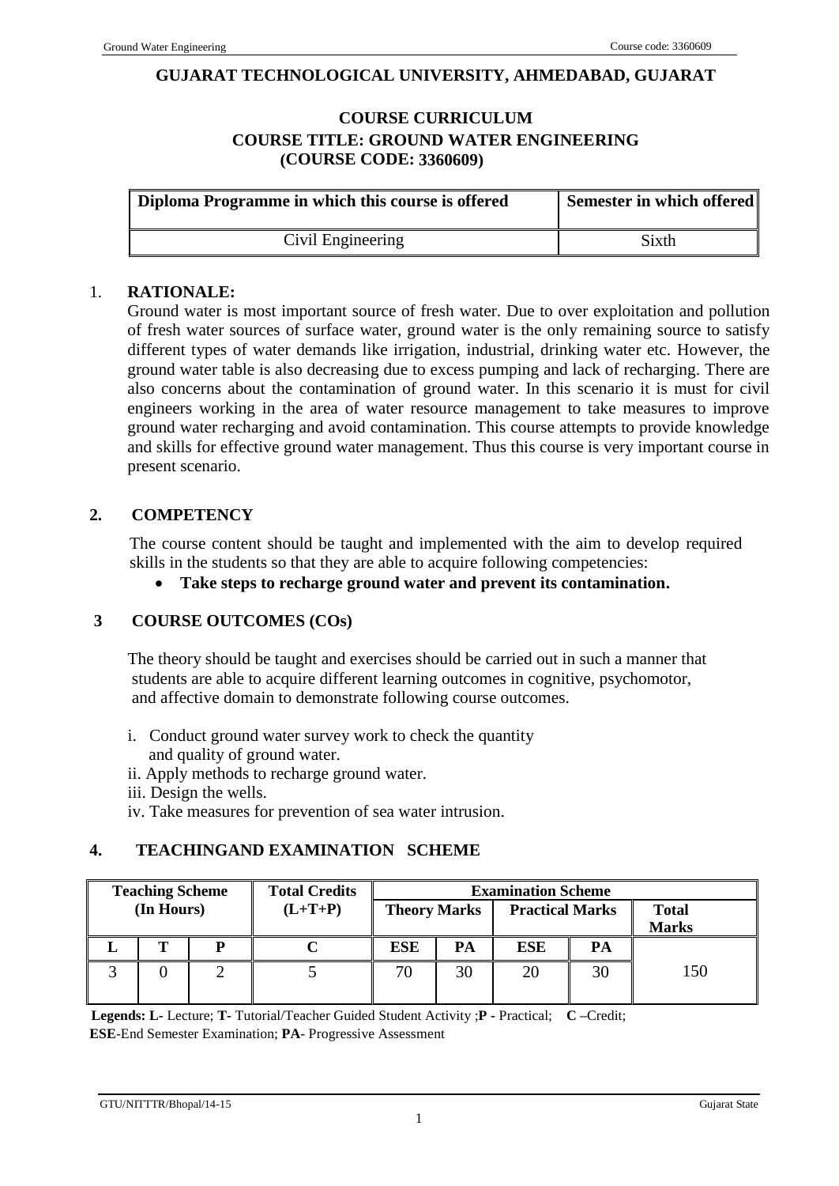# GUJARAT TECHNOLOGICAL UNIVERSITY, AHMEDABAD, GUJARAT

## COURSE CURRICULUM
## COURSE TITLE: GROUND WATER ENGINEERING
## (COURSE CODE: 3360609)

| Diploma Programme in which this course is offered | Semester in which offered |
|---|---|
| Civil Engineering | Sixth |

### 1. RATIONALE:

Ground water is most important source of fresh water. Due to over exploitation and pollution of fresh water sources of surface water, ground water is the only remaining source to satisfy different types of water demands like irrigation, industrial, drinking water etc. However, the ground water table is also decreasing due to excess pumping and lack of recharging. There are also concerns about the contamination of ground water. In this scenario it is must for civil engineers working in the area of water resource management to take measures to improve ground water recharging and avoid contamination. This course attempts to provide knowledge and skills for effective ground water management. Thus this course is very important course in present scenario.

### 2. COMPETENCY

The course content should be taught and implemented with the aim to develop required skills in the students so that they are able to acquire following competencies:

- **Take steps to recharge ground water and prevent its contamination.**

### 3 COURSE OUTCOMES (COs)

The theory should be taught and exercises should be carried out in such a manner that students are able to acquire different learning outcomes in cognitive, psychomotor, and affective domain to demonstrate following course outcomes.

i. Conduct ground water survey work to check the quantity and quality of ground water.
ii. Apply methods to recharge ground water.
iii. Design the wells.
iv. Take measures for prevention of sea water intrusion.

### 4. TEACHINGAND EXAMINATION SCHEME

| Teaching Scheme (In Hours) | | | Total Credits (L+T+P) | Examination Scheme | | | | |
|---|---|---|---|---|---|---|---|---|
| | | | | Theory Marks | | Practical Marks | | Total Marks |
| L | T | P | C | ESE | PA | ESE | PA | |
| 3 | 0 | 2 | 5 | 70 | 30 | 20 | 30 | 150 |

**Legends: L-** Lecture; **T-** Tutorial/Teacher Guided Student Activity ;**P -** Practical; **C –**Credit;
**ESE**-End Semester Examination; **PA**- Progressive Assessment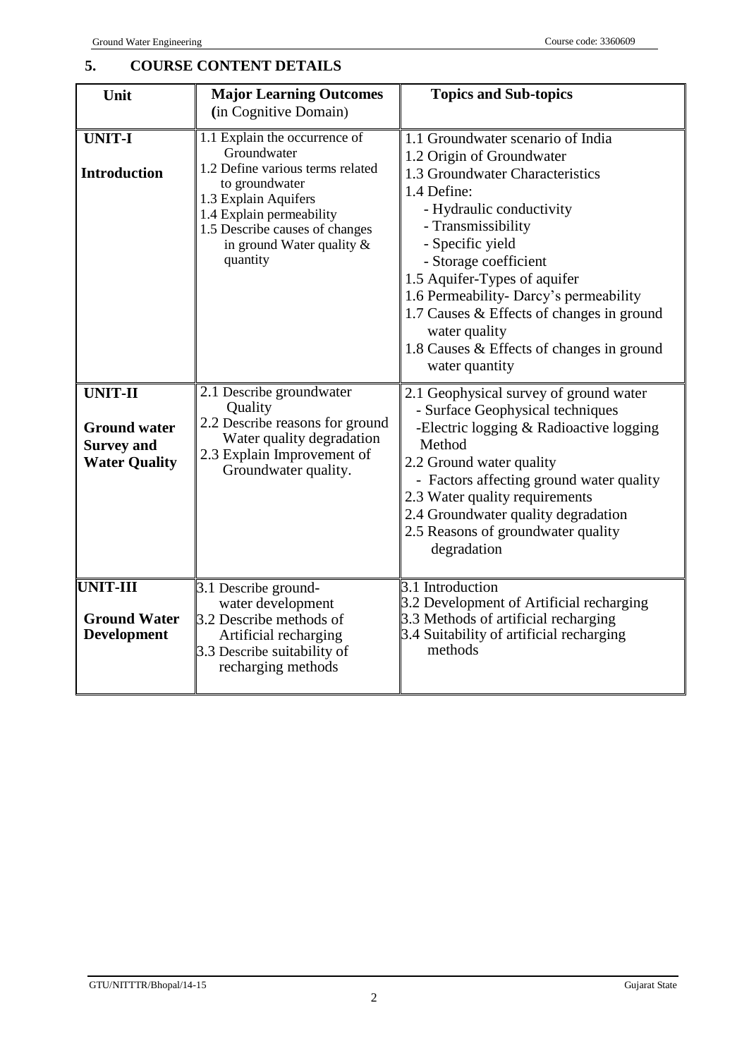## 5. COURSE CONTENT DETAILS

| Unit | Major Learning Outcomes (in Cognitive Domain) | Topics and Sub-topics |
|---|---|---|
| **UNIT-I** <br><br> **Introduction** | 1.1 Explain the occurrence of Groundwater <br> 1.2 Define various terms related to groundwater <br> 1.3 Explain Aquifers <br> 1.4 Explain permeability <br> 1.5 Describe causes of changes in ground Water quality & quantity | 1.1 Groundwater scenario of India <br> 1.2 Origin of Groundwater <br> 1.3 Groundwater Characteristics <br> 1.4 Define: <br> - Hydraulic conductivity <br> - Transmissibility <br> - Specific yield <br> - Storage coefficient <br> 1.5 Aquifer-Types of aquifer <br> 1.6 Permeability- Darcy's permeability <br> 1.7 Causes & Effects of changes in ground water quality <br> 1.8 Causes & Effects of changes in ground water quantity |
| **UNIT-II** <br><br> **Ground water Survey and Water Quality** | 2.1 Describe groundwater Quality <br> 2.2 Describe reasons for ground Water quality degradation <br> 2.3 Explain Improvement of Groundwater quality. | 2.1 Geophysical survey of ground water <br> - Surface Geophysical techniques <br> -Electric logging & Radioactive logging Method <br> 2.2 Ground water quality <br> - Factors affecting ground water quality <br> 2.3 Water quality requirements <br> 2.4 Groundwater quality degradation <br> 2.5 Reasons of groundwater quality degradation |
| **UNIT-III** <br><br> **Ground Water Development** | 3.1 Describe ground-water development <br> 3.2 Describe methods of Artificial recharging <br> 3.3 Describe suitability of recharging methods | 3.1 Introduction <br> 3.2 Development of Artificial recharging <br> 3.3 Methods of artificial recharging <br> 3.4 Suitability of artificial recharging methods |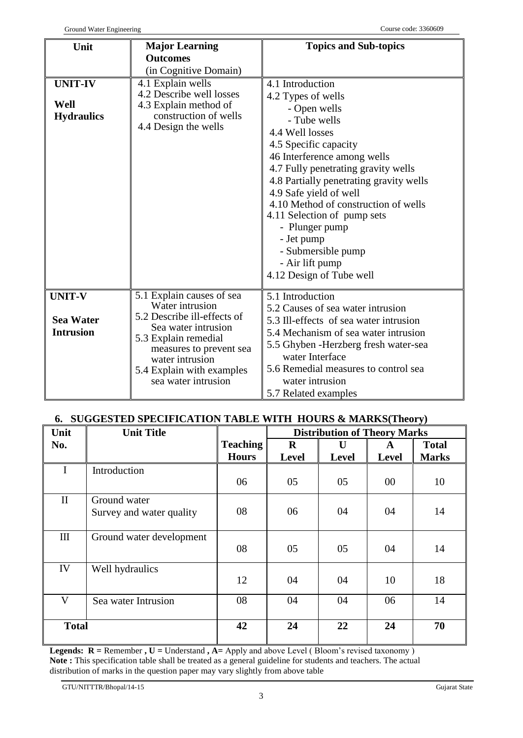| Unit | Major Learning Outcomes (in Cognitive Domain) | Topics and Sub-topics |
|---|---|---|
| **UNIT-IV** **Well Hydraulics** | 4.1 Explain wells<br>4.2 Describe well losses<br>4.3 Explain method of construction of wells<br>4.4 Design the wells | 4.1 Introduction<br>4.2 Types of wells<br>- Open wells<br>- Tube wells<br>4.4 Well losses<br>4.5 Specific capacity<br>46 Interference among wells<br>4.7 Fully penetrating gravity wells<br>4.8 Partially penetrating gravity wells<br>4.9 Safe yield of well<br>4.10 Method of construction of wells<br>4.11 Selection of pump sets<br>- Plunger pump<br>- Jet pump<br>- Submersible pump<br>- Air lift pump<br>4.12 Design of Tube well |
| **UNIT-V** **Sea Water Intrusion** | 5.1 Explain causes of sea Water intrusion<br>5.2 Describe ill-effects of Sea water intrusion<br>5.3 Explain remedial measures to prevent sea water intrusion<br>5.4 Explain with examples sea water intrusion | 5.1 Introduction<br>5.2 Causes of sea water intrusion<br>5.3 Ill-effects of sea water intrusion<br>5.4 Mechanism of sea water intrusion<br>5.5 Ghyben -Herzberg fresh water-sea water Interface<br>5.6 Remedial measures to control sea water intrusion<br>5.7 Related examples |

## 6. SUGGESTED SPECIFICATION TABLE WITH HOURS & MARKS(Theory)

| Unit No. | Unit Title | Teaching Hours | Distribution of Theory Marks | | | |
|---|---|---|---|---|---|---|
| | | | **R Level** | **U Level** | **A Level** | **Total Marks** |
| I | Introduction | 06 | 05 | 05 | 00 | 10 |
| II | Ground water Survey and water quality | 08 | 06 | 04 | 04 | 14 |
| III | Ground water development | 08 | 05 | 05 | 04 | 14 |
| IV | Well hydraulics | 12 | 04 | 04 | 10 | 18 |
| V | Sea water Intrusion | 08 | 04 | 04 | 06 | 14 |
| **Total** | | **42** | **24** | **22** | **24** | **70** |

**Legends: R =** Remember **, U =** Understand **, A=** Apply and above Level ( Bloom's revised taxonomy )
**Note :** This specification table shall be treated as a general guideline for students and teachers. The actual distribution of marks in the question paper may vary slightly from above table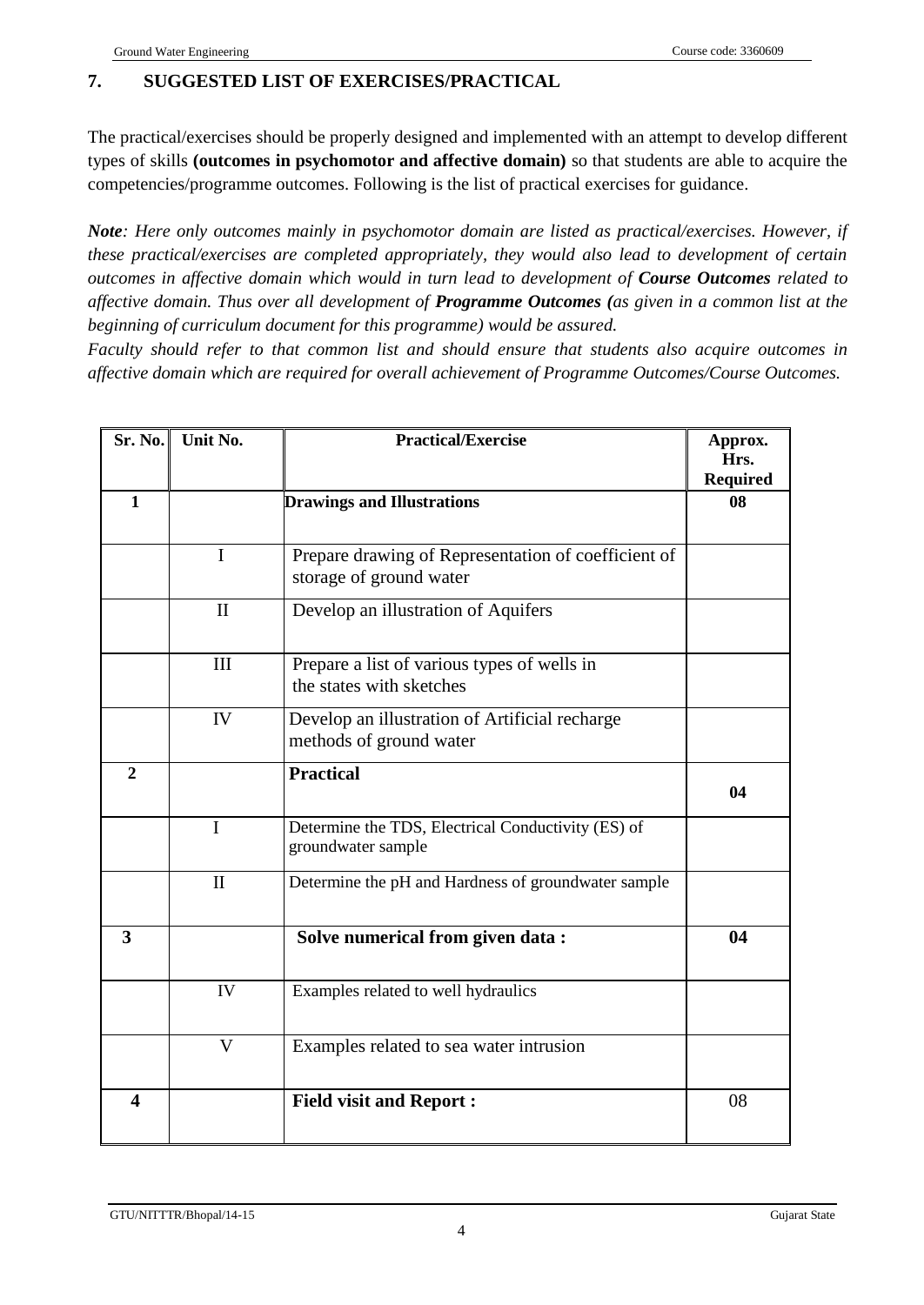## 7. SUGGESTED LIST OF EXERCISES/PRACTICAL

The practical/exercises should be properly designed and implemented with an attempt to develop different types of skills **(outcomes in psychomotor and affective domain)** so that students are able to acquire the competencies/programme outcomes. Following is the list of practical exercises for guidance.

***Note**: Here only outcomes mainly in psychomotor domain are listed as practical/exercises. However, if these practical/exercises are completed appropriately, they would also lead to development of certain outcomes in affective domain which would in turn lead to development of **Course Outcomes** related to affective domain. Thus over all development of **Programme Outcomes (**as given in a common list at the beginning of curriculum document for this programme) would be assured.*

*Faculty should refer to that common list and should ensure that students also acquire outcomes in affective domain which are required for overall achievement of Programme Outcomes/Course Outcomes.*

| Sr. No. | Unit No. | Practical/Exercise | Approx. Hrs. Required |
|---|---|---|---|
| **1** | | **Drawings and Illustrations** | **08** |
| | I | Prepare drawing of Representation of coefficient of storage of ground water | |
| | II | Develop an illustration of Aquifers | |
| | III | Prepare a list of various types of wells in the states with sketches | |
| | IV | Develop an illustration of Artificial recharge methods of ground water | |
| **2** | | **Practical** | **04** |
| | I | Determine the TDS, Electrical Conductivity (ES) of groundwater sample | |
| | II | Determine the pH and Hardness of groundwater sample | |
| **3** | | **Solve numerical from given data :** | **04** |
| | IV | Examples related to well hydraulics | |
| | V | Examples related to sea water intrusion | |
| **4** | | **Field visit and Report :** | 08 |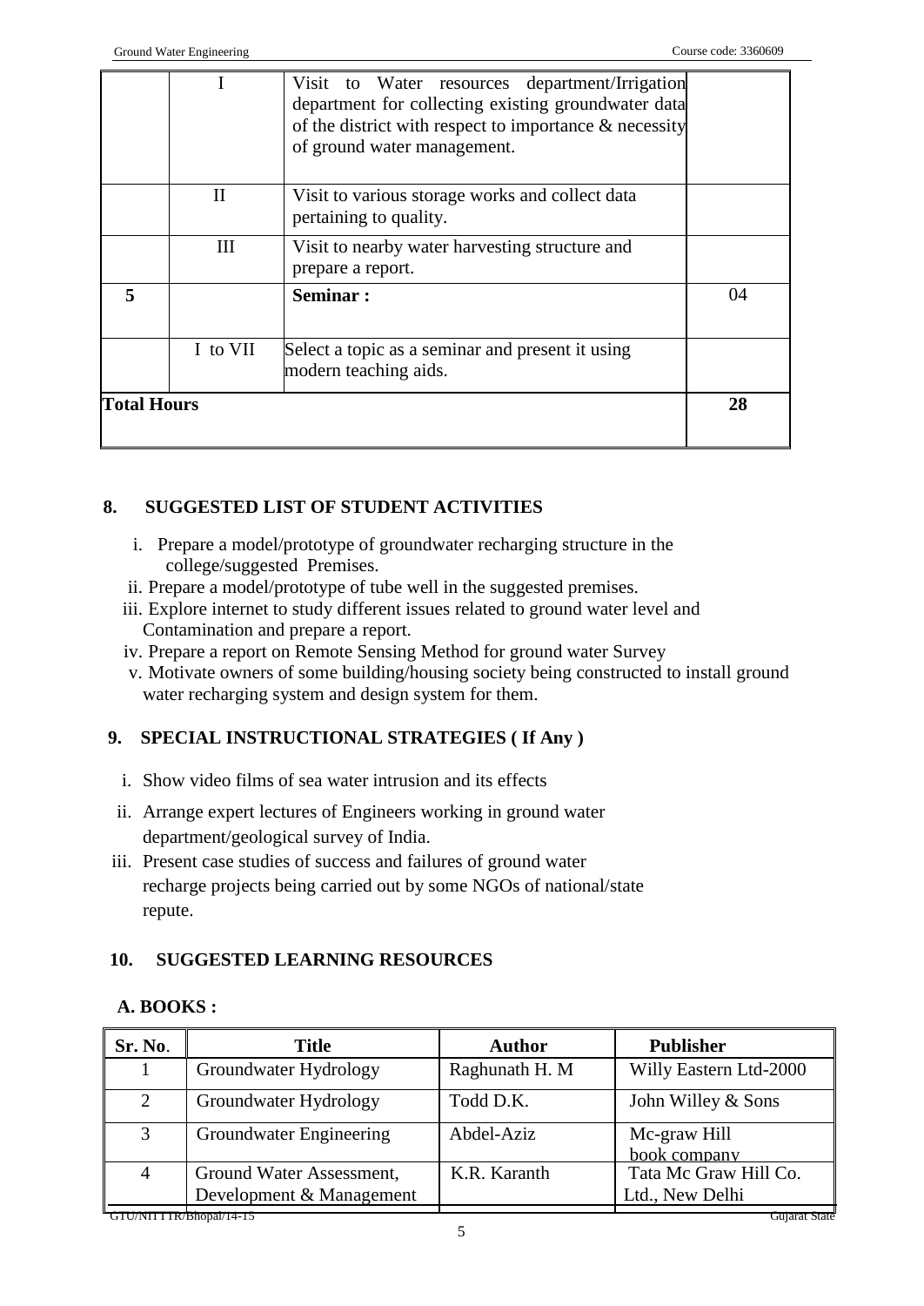|  | I | Visit to Water resources department/Irrigation department for collecting existing groundwater data of the district with respect to importance & necessity of ground water management. |  |
|---|---|---|---|
|  | II | Visit to various storage works and collect data pertaining to quality. |  |
|  | III | Visit to nearby water harvesting structure and prepare a report. |  |
| **5** |  | **Seminar :** | 04 |
|  | I to VII | Select a topic as a seminar and present it using modern teaching aids. |  |
| **Total Hours** |  |  | **28** |

## 8. SUGGESTED LIST OF STUDENT ACTIVITIES

i. Prepare a model/prototype of groundwater recharging structure in the college/suggested Premises.
ii. Prepare a model/prototype of tube well in the suggested premises.
iii. Explore internet to study different issues related to ground water level and Contamination and prepare a report.
iv. Prepare a report on Remote Sensing Method for ground water Survey
v. Motivate owners of some building/housing society being constructed to install ground water recharging system and design system for them.

## 9. SPECIAL INSTRUCTIONAL STRATEGIES ( If Any )

i. Show video films of sea water intrusion and its effects
ii. Arrange expert lectures of Engineers working in ground water department/geological survey of India.
iii. Present case studies of success and failures of ground water recharge projects being carried out by some NGOs of national/state repute.

## 10. SUGGESTED LEARNING RESOURCES

### A. BOOKS :

| Sr. No. | Title | Author | Publisher |
|---|---|---|---|
| 1 | Groundwater Hydrology | Raghunath H. M | Willy Eastern Ltd-2000 |
| 2 | Groundwater Hydrology | Todd D.K. | John Willey & Sons |
| 3 | Groundwater Engineering | Abdel-Aziz | Mc-graw Hill book company |
| 4 | Ground Water Assessment, Development & Management | K.R. Karanth | Tata Mc Graw Hill Co. Ltd., New Delhi |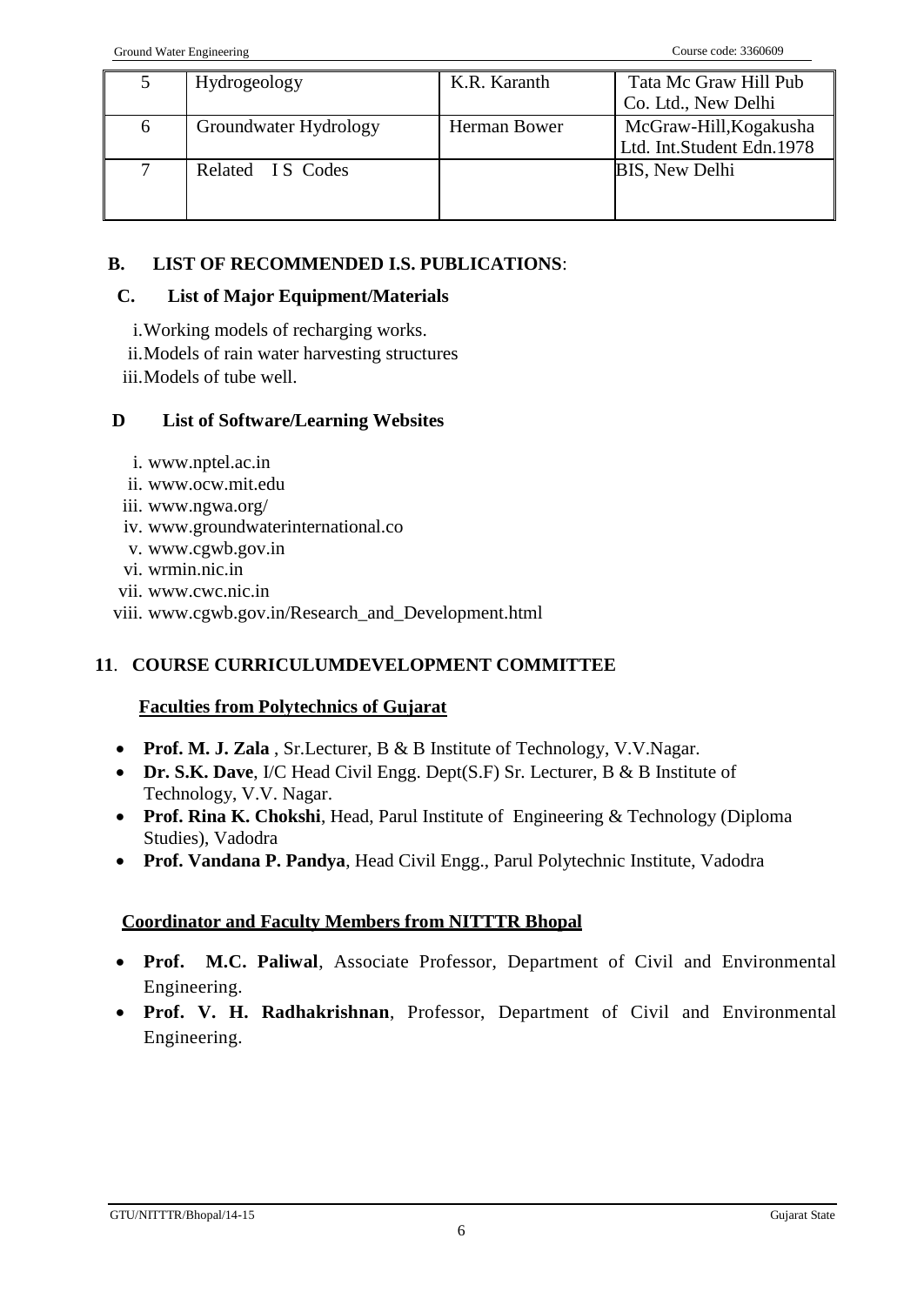| | | | |
|---|---|---|---|
| 5 | Hydrogeology | K.R. Karanth | Tata Mc Graw Hill Pub Co. Ltd., New Delhi |
| 6 | Groundwater Hydrology | Herman Bower | McGraw-Hill,Kogakusha Ltd. Int.Student Edn.1978 |
| 7 | Related I S Codes | | BIS, New Delhi |

**B. LIST OF RECOMMENDED I.S. PUBLICATIONS**:

**C. List of Major Equipment/Materials**

i. Working models of recharging works.
ii. Models of rain water harvesting structures
iii. Models of tube well.

**D List of Software/Learning Websites**

i. www.nptel.ac.in
ii. www.ocw.mit.edu
iii. www.ngwa.org/
iv. www.groundwaterinternational.co
v. www.cgwb.gov.in
vi. wrmin.nic.in
vii. www.cwc.nic.in
viii. www.cgwb.gov.in/Research_and_Development.html

## 11. COURSE CURRICULUMDEVELOPMENT COMMITTEE

**Faculties from Polytechnics of Gujarat**

- **Prof. M. J. Zala** , Sr.Lecturer, B & B Institute of Technology, V.V.Nagar.
- **Dr. S.K. Dave**, I/C Head Civil Engg. Dept(S.F) Sr. Lecturer, B & B Institute of Technology, V.V. Nagar.
- **Prof. Rina K. Chokshi**, Head, Parul Institute of Engineering & Technology (Diploma Studies), Vadodra
- **Prof. Vandana P. Pandya**, Head Civil Engg., Parul Polytechnic Institute, Vadodra

**Coordinator and Faculty Members from NITTTR Bhopal**

- **Prof. M.C. Paliwal**, Associate Professor, Department of Civil and Environmental Engineering.
- **Prof. V. H. Radhakrishnan**, Professor, Department of Civil and Environmental Engineering.